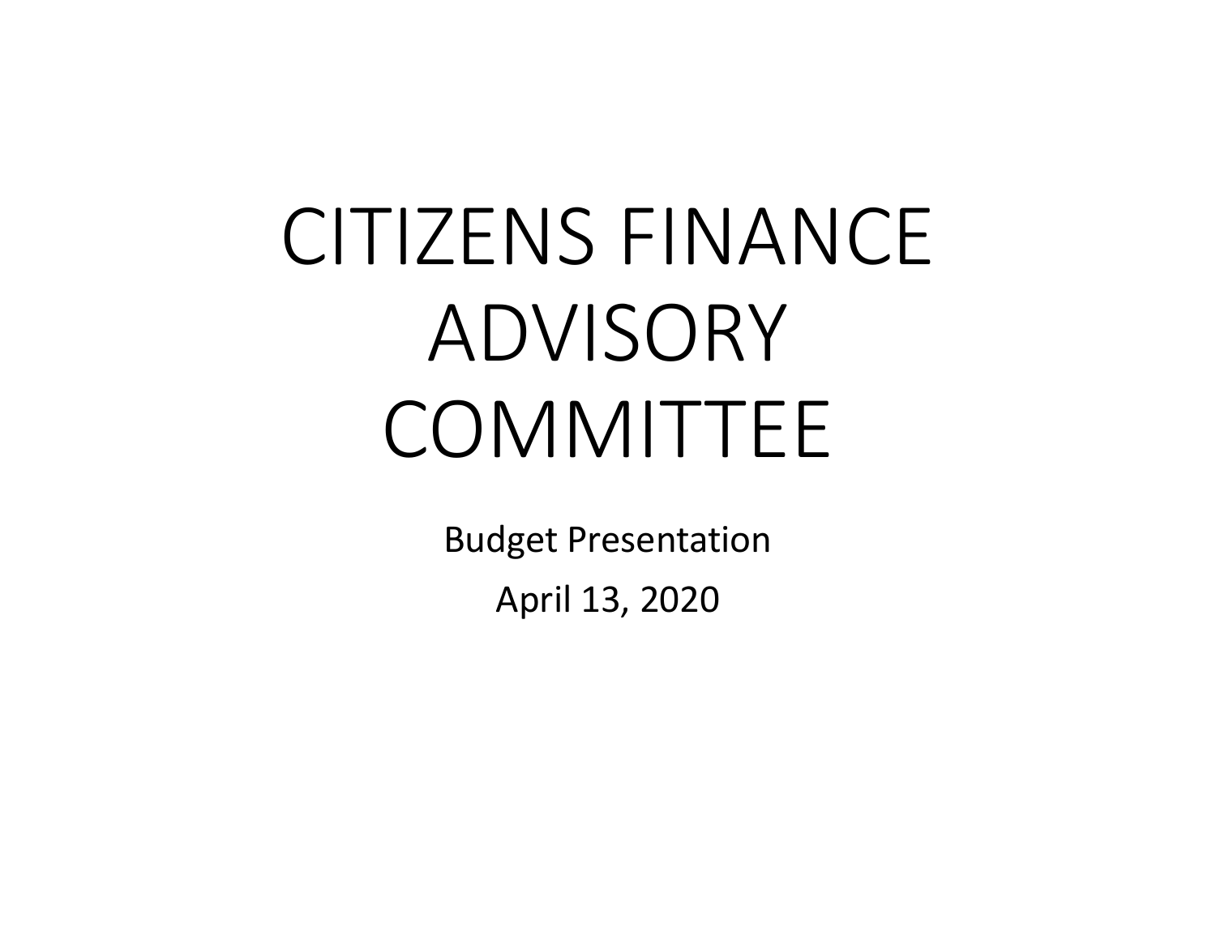# CITIZENS FINANCE ADVISORY COMMITTEE

Budget Presentation

April 13, 2020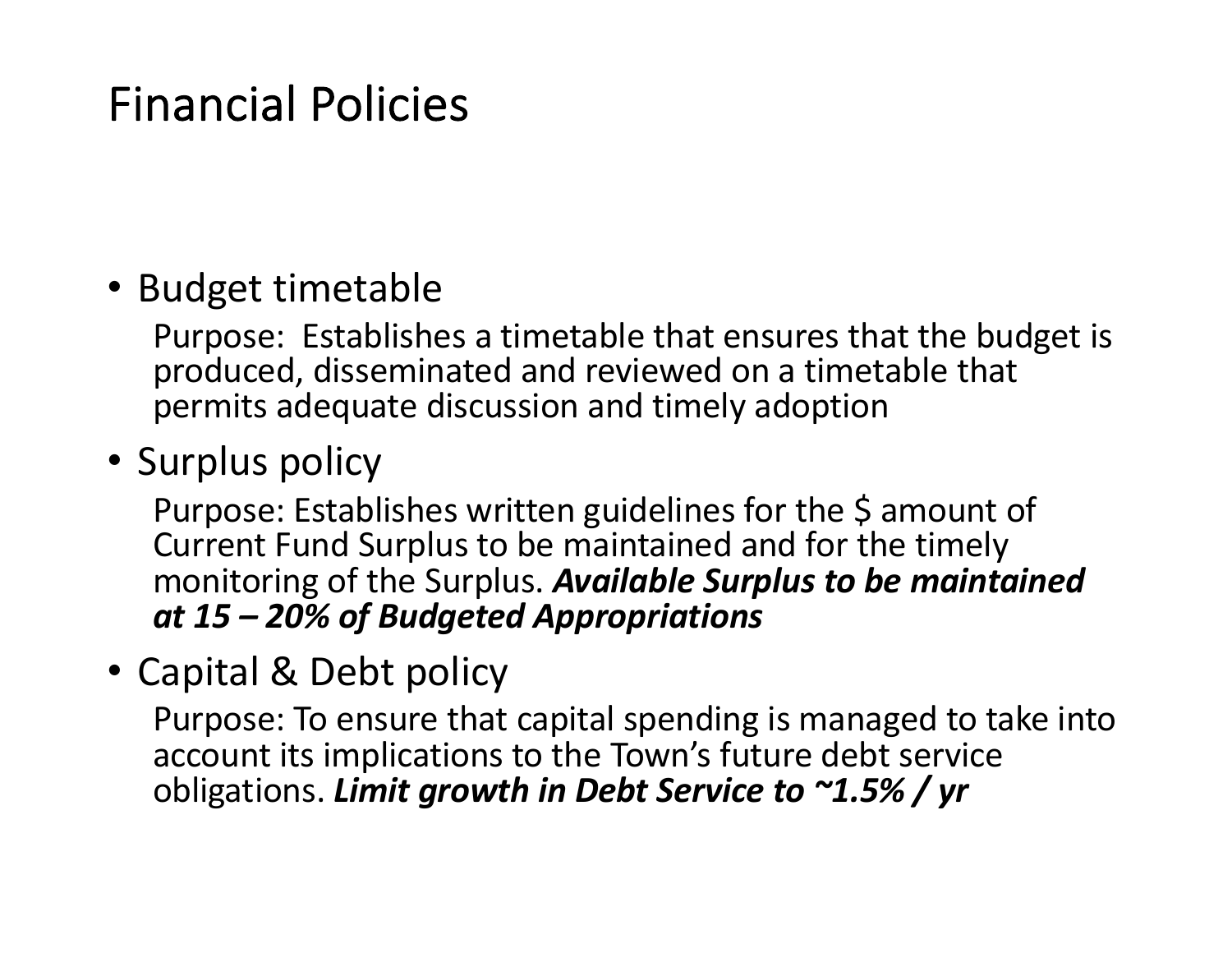# Financial Policies

- Budget timetable

  Purpose: Establishes a timetable that ensures that the budget is produced, disseminated and reviewed on a timetable that permits adequate discussion and timely adoption

- Surplus policy

  Purpose: Establishes written guidelines for the $ amount of Current Fund Surplus to be maintained and for the timely monitoring of the Surplus. ***Available Surplus to be maintained at 15 – 20% of Budgeted Appropriations***

- Capital & Debt policy

  Purpose: To ensure that capital spending is managed to take into account its implications to the Town's future debt service obligations. ***Limit growth in Debt Service to ~1.5% / yr***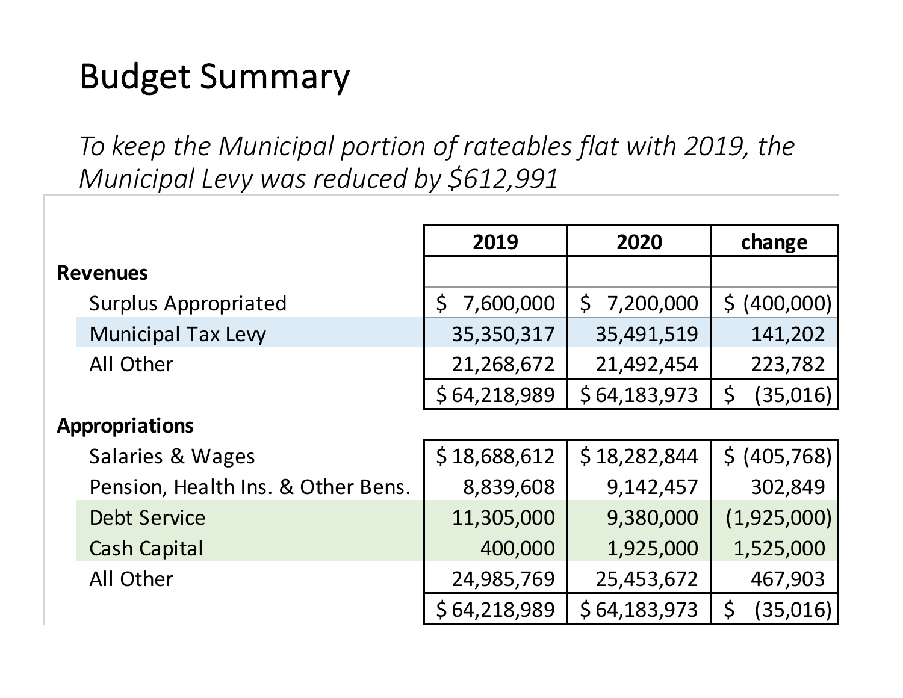# Budget Summary

*To keep the Municipal portion of rateables flat with 2019, the Municipal Levy was reduced by $612,991*

| | 2019 | 2020 | change |
|---|---|---|---|
| **Revenues** | | | |
| Surplus Appropriated | $ 7,600,000 | $ 7,200,000 | $ (400,000) |
| Municipal Tax Levy | 35,350,317 | 35,491,519 | 141,202 |
| All Other | 21,268,672 | 21,492,454 | 223,782 |
| | $ 64,218,989 | $ 64,183,973 | $ (35,016) |
| **Appropriations** | | | |
| Salaries & Wages | $ 18,688,612 | $ 18,282,844 | $ (405,768) |
| Pension, Health Ins. & Other Bens. | 8,839,608 | 9,142,457 | 302,849 |
| Debt Service | 11,305,000 | 9,380,000 | (1,925,000) |
| Cash Capital | 400,000 | 1,925,000 | 1,525,000 |
| All Other | 24,985,769 | 25,453,672 | 467,903 |
| | $ 64,218,989 | $ 64,183,973 | $ (35,016) |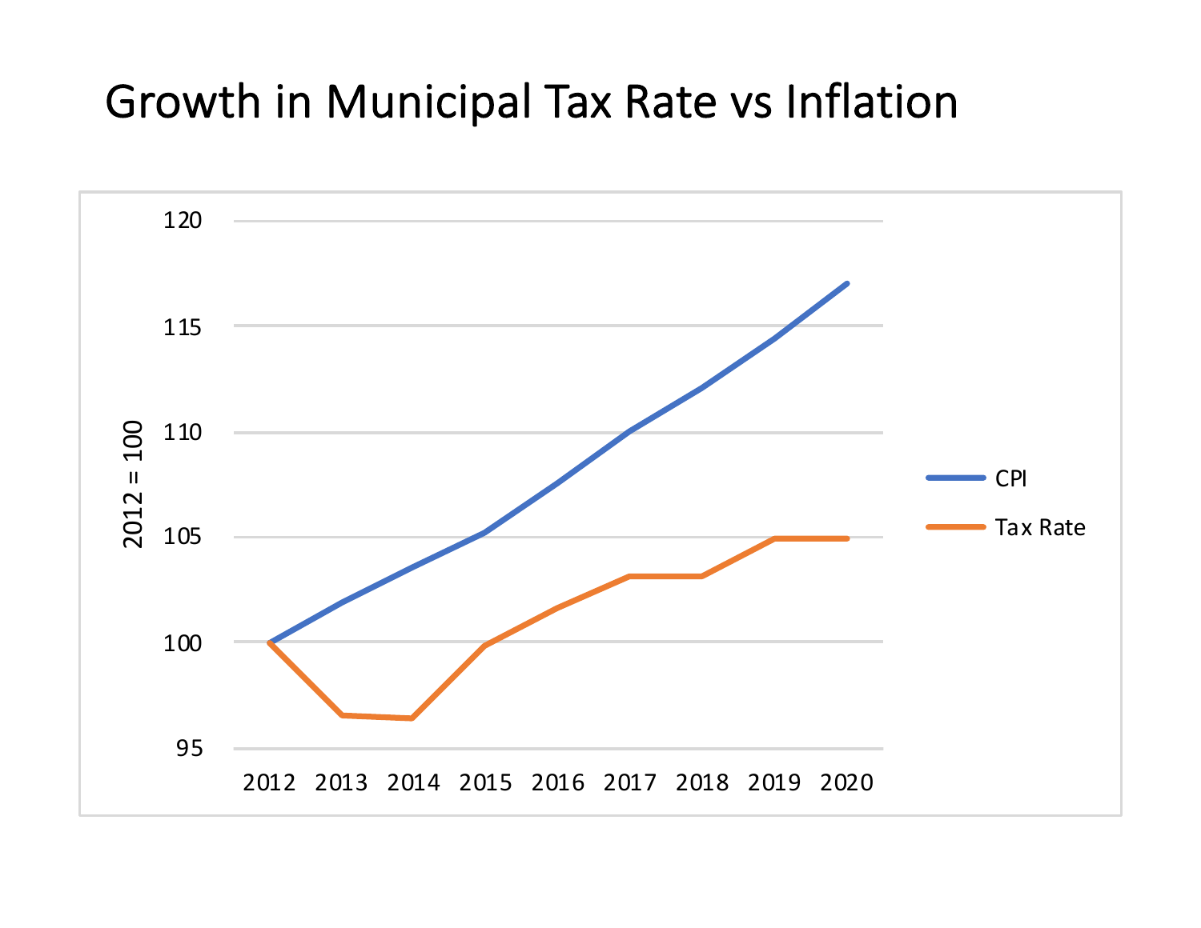# Growth in Municipal Tax Rate vs Inflation

2012 = 100

120

115

110

105

100

95

2012 2013 2014 2015 2016 2017 2018 2019 2020

CPI

Tax Rate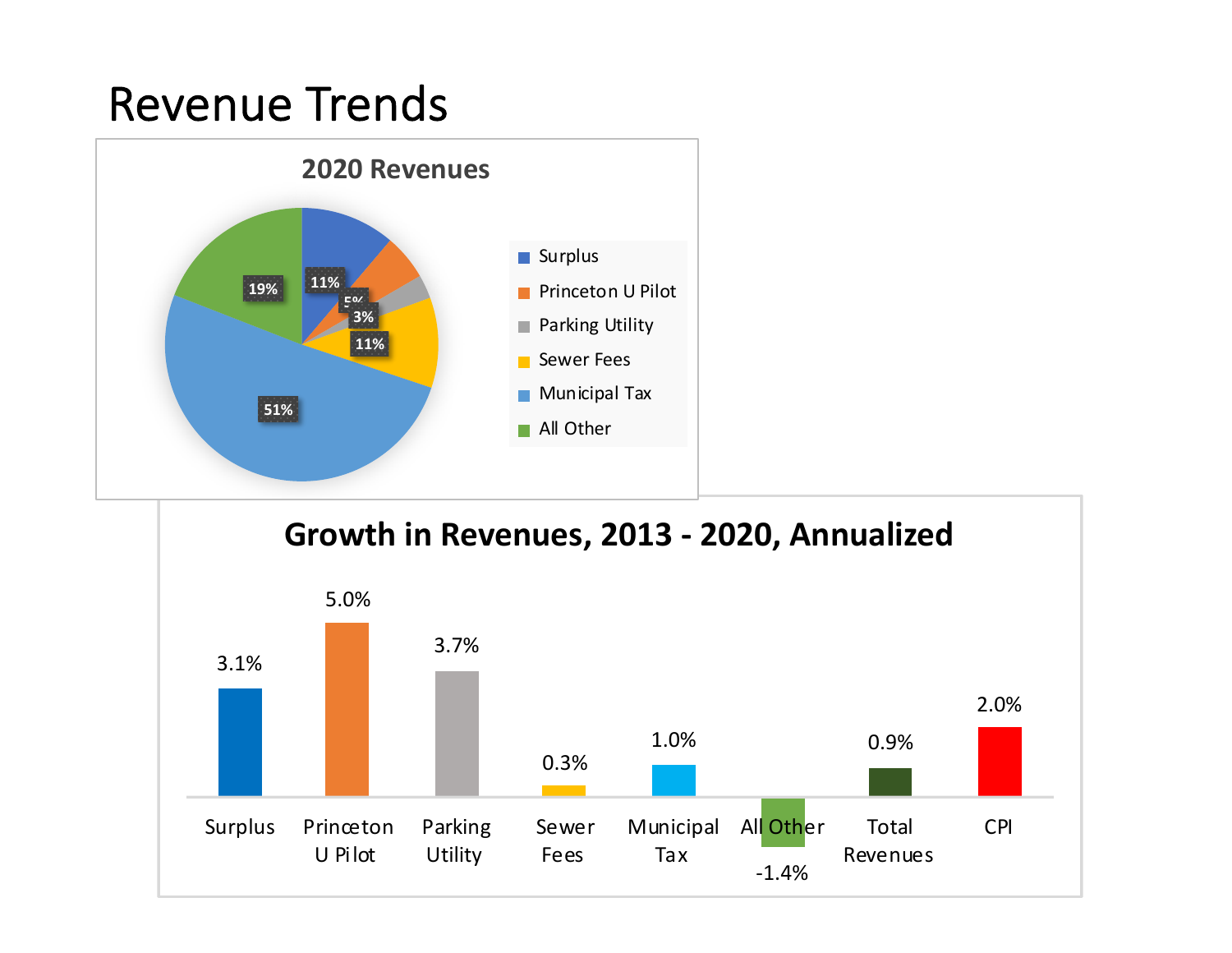# Revenue Trends

2020 Revenues

Surplus
Princeton U Pilot
Parking Utility
Sewer Fees
Municipal Tax
All Other

11%
5%
3%
11%
51%
19%

Growth in Revenues, 2013 - 2020, Annualized

Surplus 3.1%
Princeton U Pilot 5.0%
Parking Utility 3.7%
Sewer Fees 0.3%
Municipal Tax 1.0%
All Other -1.4%
Total Revenues 0.9%
CPI 2.0%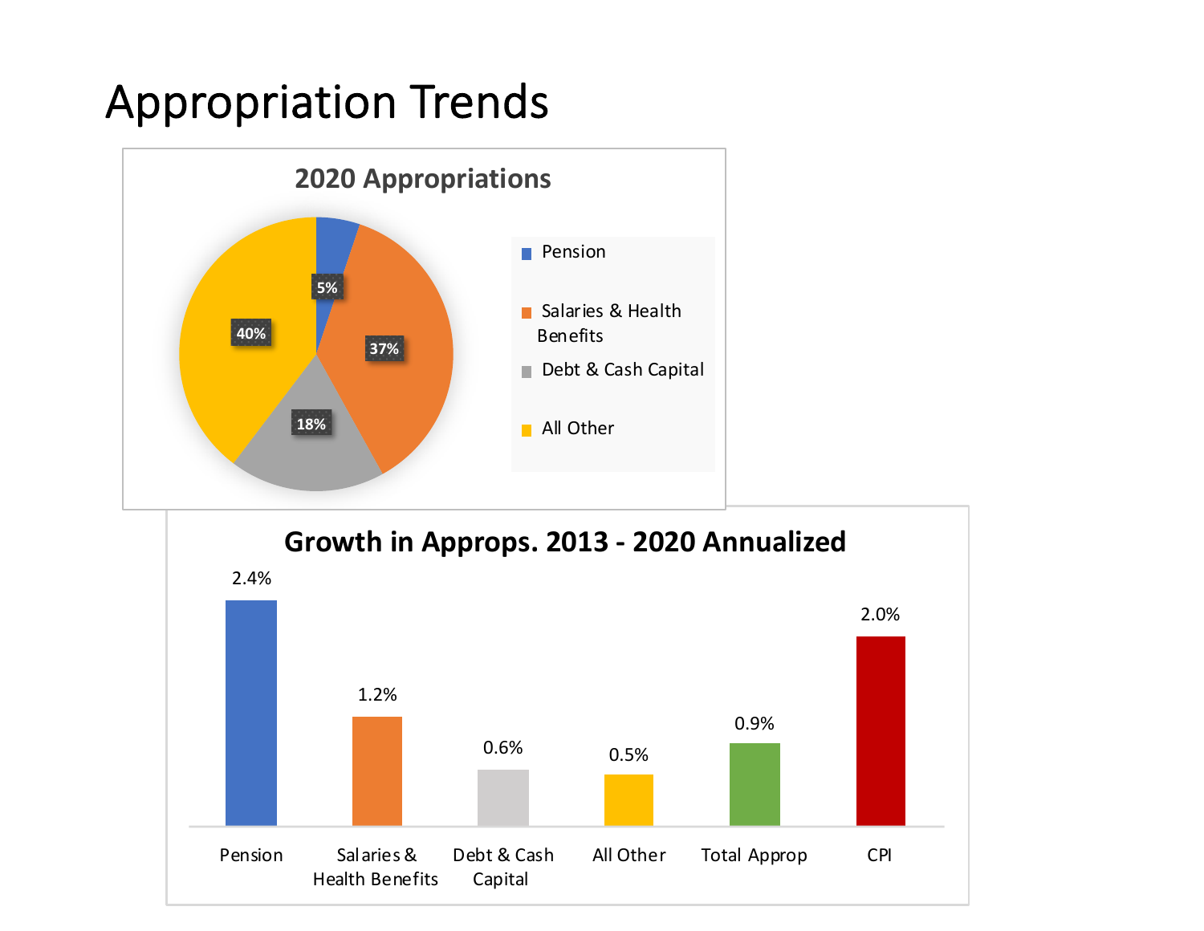# Appropriation Trends

**2020 Appropriations**

5%

37%

18%

40%

Pension

Salaries & Health Benefits

Debt & Cash Capital

All Other

**Growth in Approps. 2013 - 2020 Annualized**

2.4%

1.2%

0.6%

0.5%

0.9%

2.0%

Pension

Salaries & Health Benefits

Debt & Cash Capital

All Other

Total Approp

CPI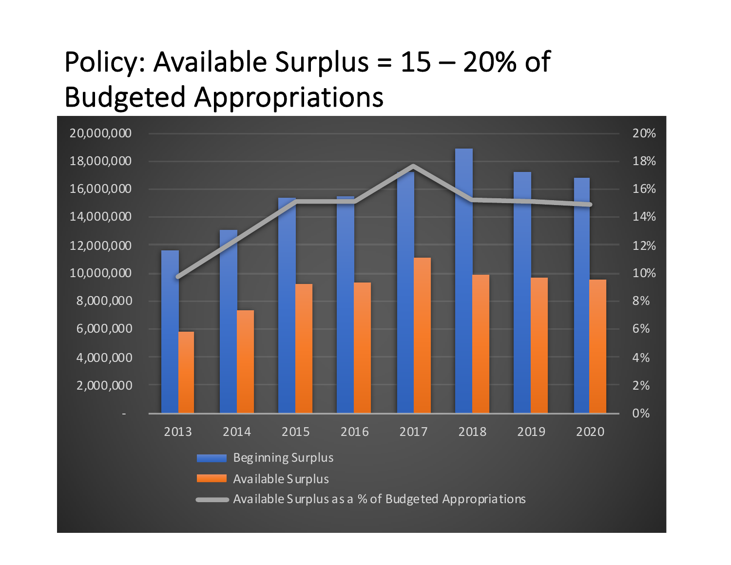# Policy: Available Surplus = 15 – 20% of Budgeted Appropriations

20,000,000
18,000,000
16,000,000
14,000,000
12,000,000
10,000,000
8,000,000
6,000,000
4,000,000
2,000,000
-

20%
18%
16%
14%
12%
10%
8%
6%
4%
2%
0%

2013
2014
2015
2016
2017
2018
2019
2020

Beginning Surplus
Available Surplus
Available Surplus as a % of Budgeted Appropriations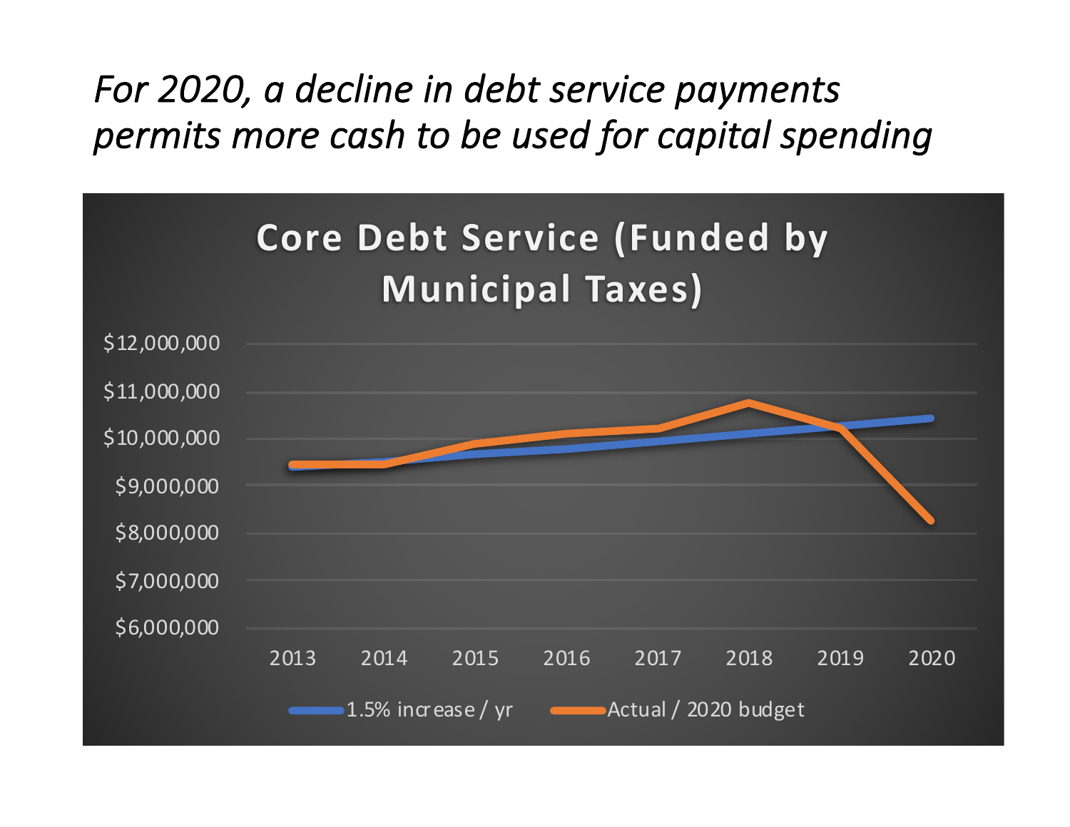*For 2020, a decline in debt service payments permits more cash to be used for capital spending*

Core Debt Service (Funded by Municipal Taxes)

$12,000,000
$11,000,000
$10,000,000
$9,000,000
$8,000,000
$7,000,000
$6,000,000

2013 2014 2015 2016 2017 2018 2019 2020

1.5% increase / yr
Actual / 2020 budget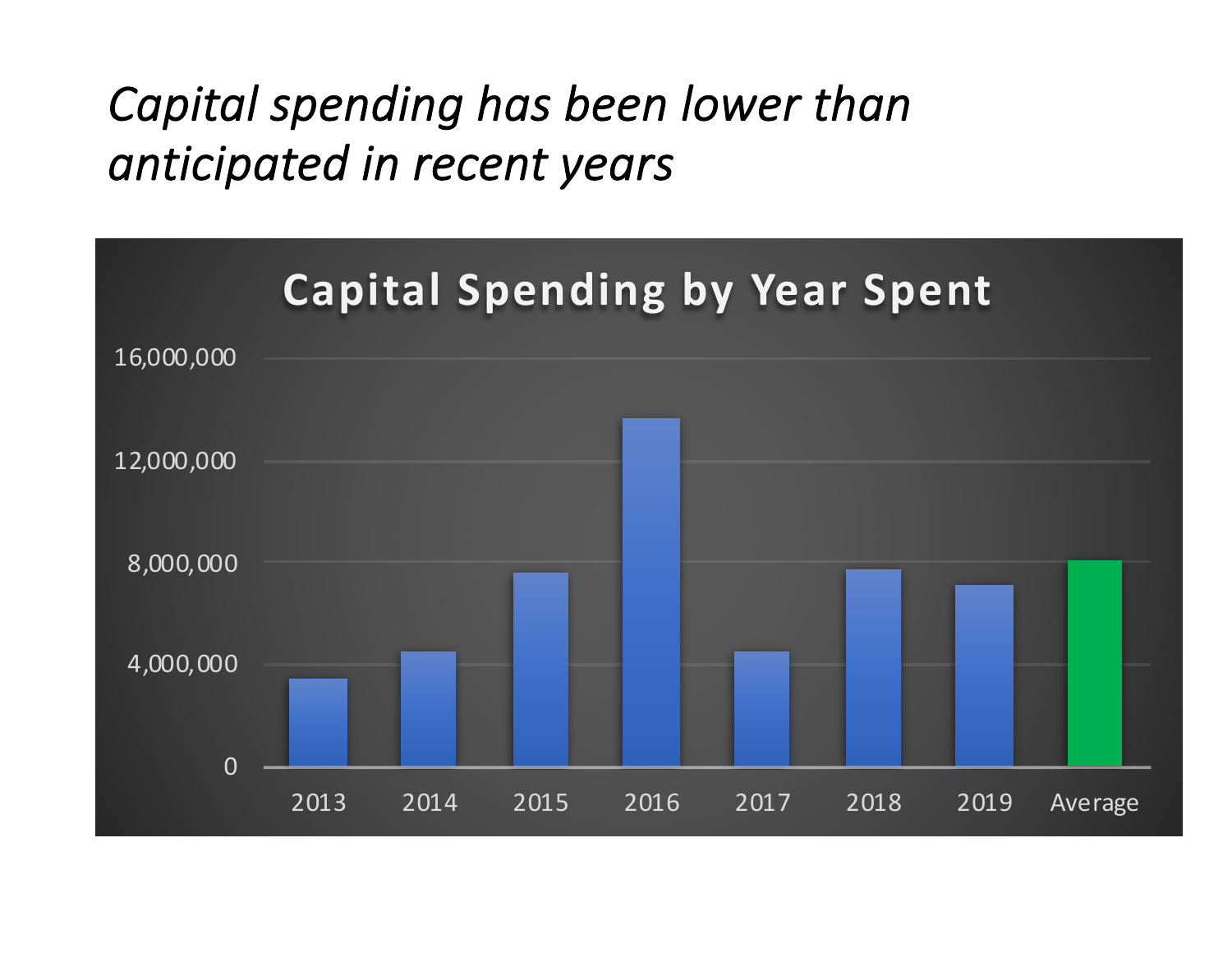*Capital spending has been lower than anticipated in recent years*

Capital Spending by Year Spent

16,000,000
12,000,000
8,000,000
4,000,000
0

2013
2014
2015
2016
2017
2018
2019
Average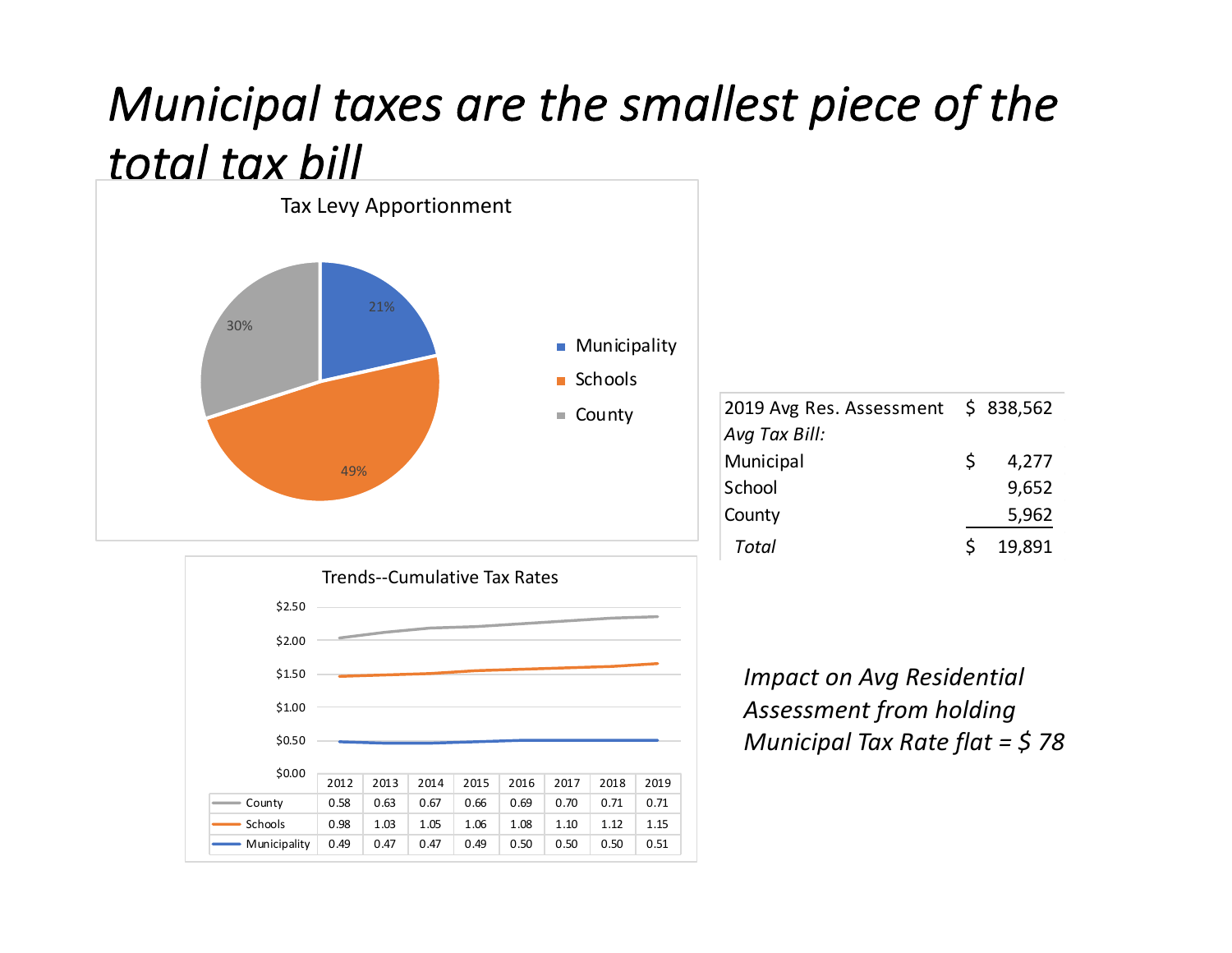# *Municipal taxes are the smallest piece of the total tax bill*

Tax Levy Apportionment

21%

49%

30%

Municipality

Schools

County

| | | |
|---|---|---|
| 2019 Avg Res. Assessment | $ | 838,562 |
| *Avg Tax Bill:* | | |
| Municipal | $ | 4,277 |
| School | | 9,652 |
| County | | 5,962 |
| *Total* | $ | 19,891 |

Trends--Cumulative Tax Rates

$2.50

$2.00

$1.50

$1.00

$0.50

$0.00

| | 2012 | 2013 | 2014 | 2015 | 2016 | 2017 | 2018 | 2019 |
|---|---|---|---|---|---|---|---|---|
| County | 0.58 | 0.63 | 0.67 | 0.66 | 0.69 | 0.70 | 0.71 | 0.71 |
| Schools | 0.98 | 1.03 | 1.05 | 1.06 | 1.08 | 1.10 | 1.12 | 1.15 |
| Municipality | 0.49 | 0.47 | 0.47 | 0.49 | 0.50 | 0.50 | 0.50 | 0.51 |

*Impact on Avg Residential Assessment from holding Municipal Tax Rate flat = $ 78*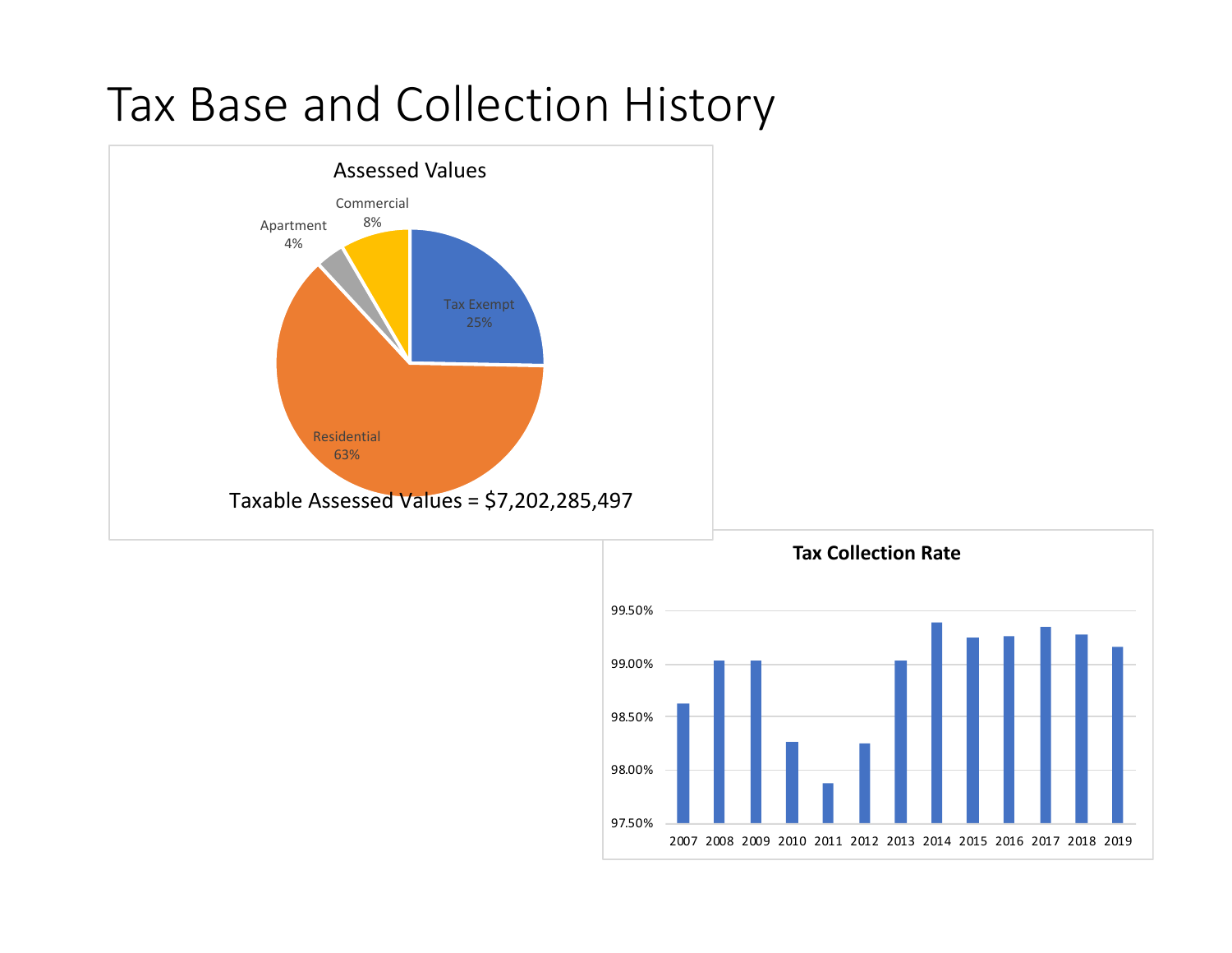# Tax Base and Collection History

Assessed Values

Commercial
8%

Apartment
4%

Tax Exempt
25%

Residential
63%

Taxable Assessed Values = $7,202,285,497

**Tax Collection Rate**

99.50%
99.00%
98.50%
98.00%
97.50%

2007 2008 2009 2010 2011 2012 2013 2014 2015 2016 2017 2018 2019